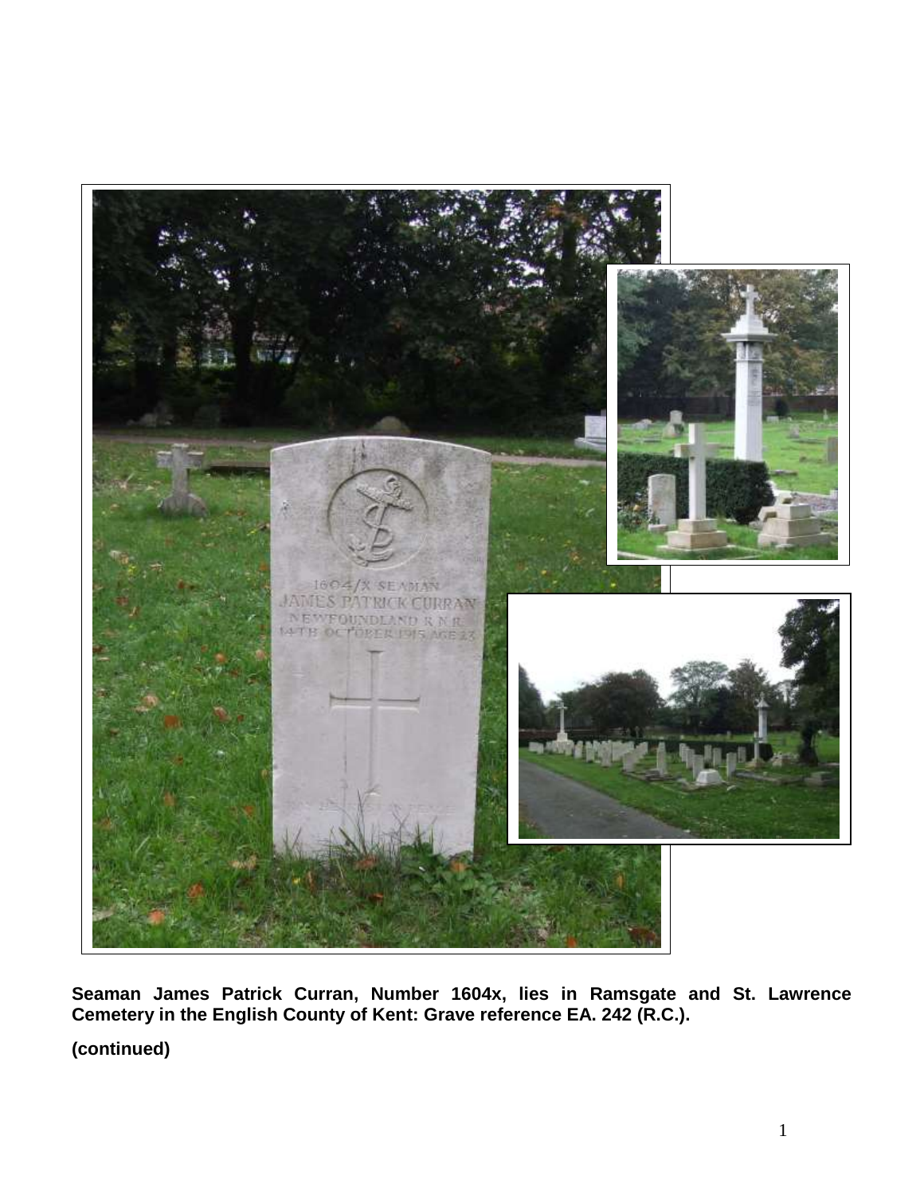**Seaman James Patrick Curran, Number 1604x, lies in Ramsgate and St. Lawrence Cemetery in the English County of Kent: Grave reference EA. 242 (R.C.).**

**(continued)**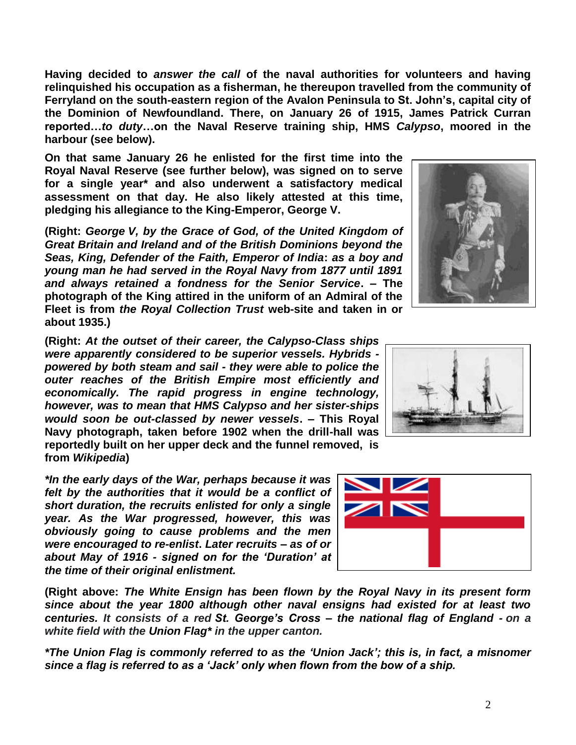**Having decided to *answer the call* of the naval authorities for volunteers and having relinquished his occupation as a fisherman, he thereupon travelled from the community of Ferryland on the south-eastern region of the Avalon Peninsula to St. John's, capital city of the Dominion of Newfoundland. There, on January 26 of 1915, James Patrick Curran reported…*to duty*…on the Naval Reserve training ship, HMS *Calypso*, moored in the harbour (see below).**

**On that same January 26 he enlisted for the first time into the Royal Naval Reserve (see further below), was signed on to serve for a single year\* and also underwent a satisfactory medical assessment on that day. He also likely attested at this time, pledging his allegiance to the King-Emperor, George V.**

**(Right: *George V, by the Grace of God, of the United Kingdom of Great Britain and Ireland and of the British Dominions beyond the Seas, King, Defender of the Faith, Emperor of India*: *as a boy and young man he had served in the Royal Navy from 1877 until 1891 and always retained a fondness for the Senior Service*. – The photograph of the King attired in the uniform of an Admiral of the Fleet is from *the Royal Collection Trust* web-site and taken in or about 1935.)**

**(Right: *At the outset of their career, the Calypso-Class ships were apparently considered to be superior vessels. Hybrids - powered by both steam and sail - they were able to police the outer reaches of the British Empire most efficiently and economically. The rapid progress in engine technology, however, was to mean that HMS Calypso and her sister-ships would soon be out-classed by newer vessels*. – This Royal Navy photograph, taken before 1902 when the drill-hall was reportedly built on her upper deck and the funnel removed, is from *Wikipedia*)**

***\*In the early days of the War, perhaps because it was felt by the authorities that it would be a conflict of short duration, the recruits enlisted for only a single year. As the War progressed, however, this was obviously going to cause problems and the men were encouraged to re-enlist. Later recruits – as of or about May of 1916 - signed on for the 'Duration' at the time of their original enlistment.***

**(Right above: *The White Ensign has been flown by the Royal Navy in its present form since about the year 1800 although other naval ensigns had existed for at least two centuries. It consists of a red St. George's Cross – the national flag of England - on a white field with the Union Flag\* in the upper canton.***

***\*The Union Flag is commonly referred to as the 'Union Jack'; this is, in fact, a misnomer since a flag is referred to as a 'Jack' only when flown from the bow of a ship.***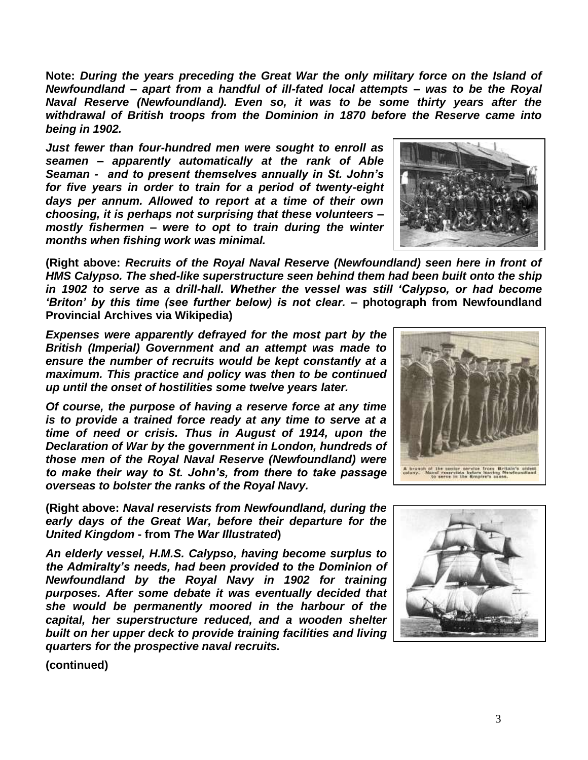**Note:** ***During the years preceding the Great War the only military force on the Island of Newfoundland – apart from a handful of ill-fated local attempts – was to be the Royal Naval Reserve (Newfoundland). Even so, it was to be some thirty years after the withdrawal of British troops from the Dominion in 1870 before the Reserve came into being in 1902.***

***Just fewer than four-hundred men were sought to enroll as seamen – apparently automatically at the rank of Able Seaman - and to present themselves annually in St. John's for five years in order to train for a period of twenty-eight days per annum. Allowed to report at a time of their own choosing, it is perhaps not surprising that these volunteers – mostly fishermen – were to opt to train during the winter months when fishing work was minimal.***

**(Right above:** ***Recruits of the Royal Naval Reserve (Newfoundland) seen here in front of HMS Calypso. The shed-like superstructure seen behind them had been built onto the ship in 1902 to serve as a drill-hall. Whether the vessel was still 'Calypso, or had become 'Briton' by this time (see further below) is not clear.*** **– photograph from Newfoundland Provincial Archives via Wikipedia)**

***Expenses were apparently defrayed for the most part by the British (Imperial) Government and an attempt was made to ensure the number of recruits would be kept constantly at a maximum. This practice and policy was then to be continued up until the onset of hostilities some twelve years later.***

***Of course, the purpose of having a reserve force at any time is to provide a trained force ready at any time to serve at a time of need or crisis. Thus in August of 1914, upon the Declaration of War by the government in London, hundreds of those men of the Royal Naval Reserve (Newfoundland) were to make their way to St. John's, from there to take passage overseas to bolster the ranks of the Royal Navy.***

A branch of the senior service from Britain's oldest colony. Naval reservists before leaving Newfoundland to serve in the Empire's cause.

**(Right above:** ***Naval reservists from Newfoundland, during the early days of the Great War, before their departure for the United Kingdom*** **- from** ***The War Illustrated*****)**

***An elderly vessel, H.M.S. Calypso, having become surplus to the Admiralty's needs, had been provided to the Dominion of Newfoundland by the Royal Navy in 1902 for training purposes. After some debate it was eventually decided that she would be permanently moored in the harbour of the capital, her superstructure reduced, and a wooden shelter built on her upper deck to provide training facilities and living quarters for the prospective naval recruits.***

**(continued)**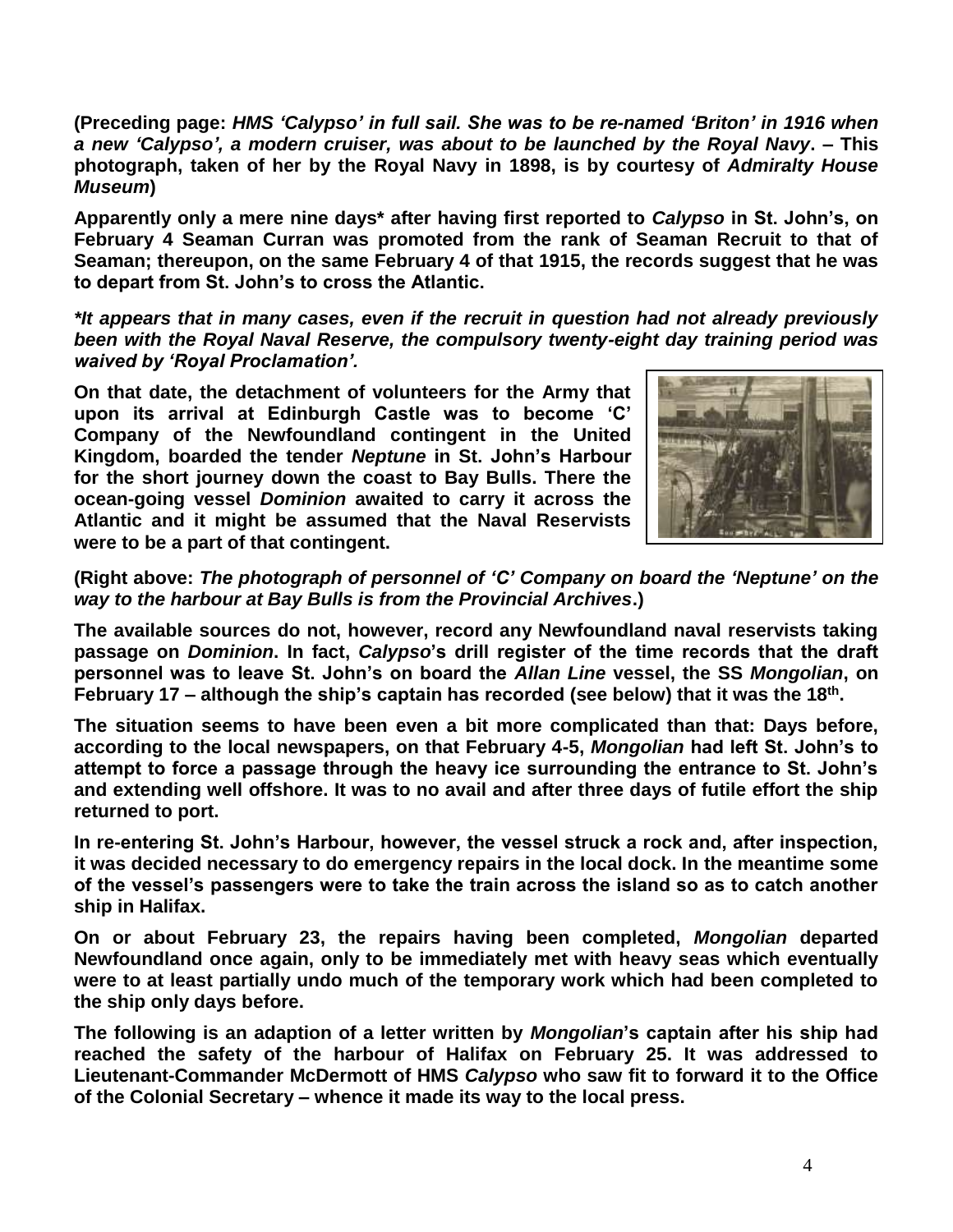**(Preceding page: *HMS 'Calypso' in full sail. She was to be re-named 'Briton' in 1916 when a new 'Calypso', a modern cruiser, was about to be launched by the Royal Navy*. – This photograph, taken of her by the Royal Navy in 1898, is by courtesy of *Admiralty House Museum*)**

**Apparently only a mere nine days* after having first reported to *Calypso* in St. John's, on February 4 Seaman Curran was promoted from the rank of Seaman Recruit to that of Seaman; thereupon, on the same February 4 of that 1915, the records suggest that he was to depart from St. John's to cross the Atlantic.**

***It appears that in many cases, even if the recruit in question had not already previously been with the Royal Naval Reserve, the compulsory twenty-eight day training period was waived by 'Royal Proclamation'.***

**On that date, the detachment of volunteers for the Army that upon its arrival at Edinburgh Castle was to become 'C' Company of the Newfoundland contingent in the United Kingdom, boarded the tender *Neptune* in St. John's Harbour for the short journey down the coast to Bay Bulls. There the ocean-going vessel *Dominion* awaited to carry it across the Atlantic and it might be assumed that the Naval Reservists were to be a part of that contingent.**

**(Right above: *The photograph of personnel of 'C' Company on board the 'Neptune' on the way to the harbour at Bay Bulls is from the Provincial Archives*.)**

**The available sources do not, however, record any Newfoundland naval reservists taking passage on *Dominion*. In fact, *Calypso*'s drill register of the time records that the draft personnel was to leave St. John's on board the *Allan Line* vessel, the SS *Mongolian*, on February 17 – although the ship's captain has recorded (see below) that it was the 18th.**

**The situation seems to have been even a bit more complicated than that: Days before, according to the local newspapers, on that February 4-5, *Mongolian* had left St. John's to attempt to force a passage through the heavy ice surrounding the entrance to St. John's and extending well offshore. It was to no avail and after three days of futile effort the ship returned to port.**

**In re-entering St. John's Harbour, however, the vessel struck a rock and, after inspection, it was decided necessary to do emergency repairs in the local dock. In the meantime some of the vessel's passengers were to take the train across the island so as to catch another ship in Halifax.**

**On or about February 23, the repairs having been completed, *Mongolian* departed Newfoundland once again, only to be immediately met with heavy seas which eventually were to at least partially undo much of the temporary work which had been completed to the ship only days before.**

**The following is an adaption of a letter written by *Mongolian*'s captain after his ship had reached the safety of the harbour of Halifax on February 25. It was addressed to Lieutenant-Commander McDermott of HMS *Calypso* who saw fit to forward it to the Office of the Colonial Secretary – whence it made its way to the local press.**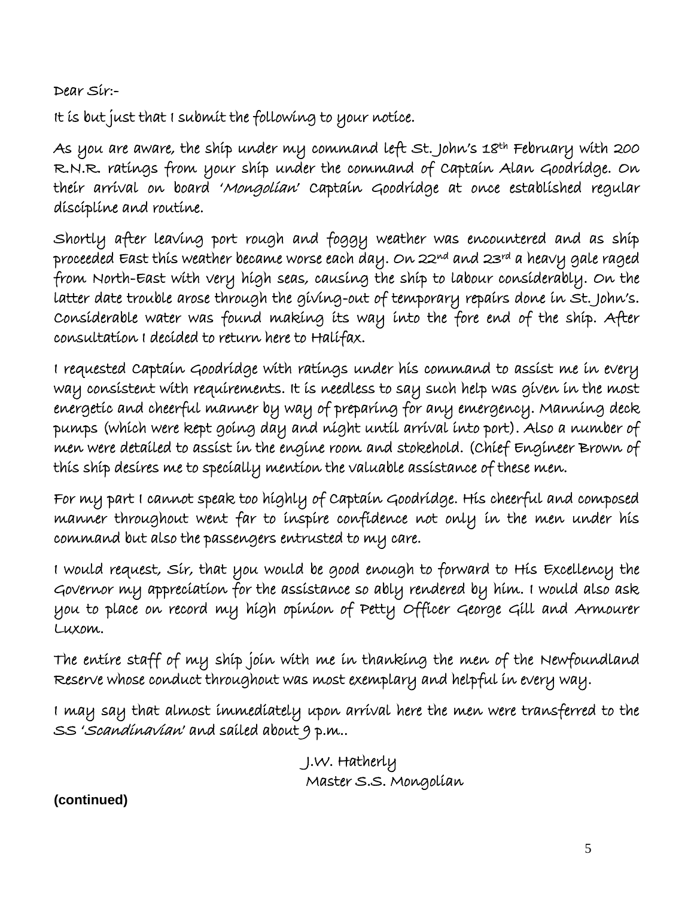Dear Sir:-

It is but just that I submit the following to your notice.

As you are aware, the ship under my command left St. John's 18th February with 200 R.N.R. ratings from your ship under the command of Captain Alan Goodridge. On their arrival on board '*Mongolian*' Captain Goodridge at once established regular discipline and routine.

Shortly after leaving port rough and foggy weather was encountered and as ship proceeded East this weather became worse each day. On 22nd and 23rd a heavy gale raged from North-East with very high seas, causing the ship to labour considerably. On the latter date trouble arose through the giving-out of temporary repairs done in St. John's. Considerable water was found making its way into the fore end of the ship. After consultation I decided to return here to Halifax.

I requested Captain Goodridge with ratings under his command to assist me in every way consistent with requirements. It is needless to say such help was given in the most energetic and cheerful manner by way of preparing for any emergency. Manning deck pumps (which were kept going day and night until arrival into port). Also a number of men were detailed to assist in the engine room and stokehold. (Chief Engineer Brown of this ship desires me to specially mention the valuable assistance of these men.

For my part I cannot speak too highly of Captain Goodridge. His cheerful and composed manner throughout went far to inspire confidence not only in the men under his command but also the passengers entrusted to my care.

I would request, Sir, that you would be good enough to forward to His Excellency the Governor my appreciation for the assistance so ably rendered by him. I would also ask you to place on record my high opinion of Petty Officer George Gill and Armourer Luxom.

The entire staff of my ship join with me in thanking the men of the Newfoundland Reserve whose conduct throughout was most exemplary and helpful in every way.

I may say that almost immediately upon arrival here the men were transferred to the SS '*Scandinavian*' and sailed about 9 p.m..

J.W. Hatherly
Master S.S. Mongolian

**(continued)**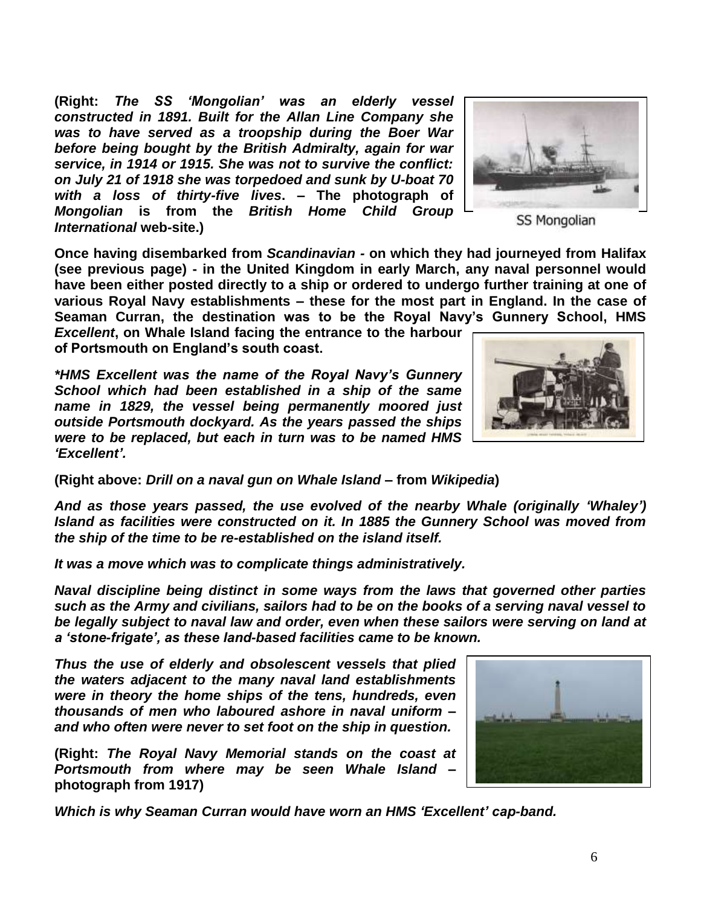**(Right:** ***The SS 'Mongolian' was an elderly vessel constructed in 1891. Built for the Allan Line Company she was to have served as a troopship during the Boer War before being bought by the British Admiralty, again for war service, in 1914 or 1915. She was not to survive the conflict: on July 21 of 1918 she was torpedoed and sunk by U-boat 70 with a loss of thirty-five lives*****. – The photograph of** ***Mongolian*** **is from the** ***British Home Child Group International*** **web-site.)**

SS Mongolian

**Once having disembarked from** ***Scandinavian*** **- on which they had journeyed from Halifax (see previous page) - in the United Kingdom in early March, any naval personnel would have been either posted directly to a ship or ordered to undergo further training at one of various Royal Navy establishments – these for the most part in England. In the case of Seaman Curran, the destination was to be the Royal Navy's Gunnery School, HMS** ***Excellent*****, on Whale Island facing the entrance to the harbour of Portsmouth on England's south coast.**

***\*HMS Excellent was the name of the Royal Navy's Gunnery School which had been established in a ship of the same name in 1829, the vessel being permanently moored just outside Portsmouth dockyard. As the years passed the ships were to be replaced, but each in turn was to be named HMS 'Excellent'.***

**(Right above:** ***Drill on a naval gun on Whale Island*** **– from** ***Wikipedia*****)**

***And as those years passed, the use evolved of the nearby Whale (originally 'Whaley') Island as facilities were constructed on it. In 1885 the Gunnery School was moved from the ship of the time to be re-established on the island itself.***

***It was a move which was to complicate things administratively.***

***Naval discipline being distinct in some ways from the laws that governed other parties such as the Army and civilians, sailors had to be on the books of a serving naval vessel to be legally subject to naval law and order, even when these sailors were serving on land at a 'stone-frigate', as these land-based facilities came to be known.***

***Thus the use of elderly and obsolescent vessels that plied the waters adjacent to the many naval land establishments were in theory the home ships of the tens, hundreds, even thousands of men who laboured ashore in naval uniform – and who often were never to set foot on the ship in question.***

**(Right:** ***The Royal Navy Memorial stands on the coast at Portsmouth from where may be seen Whale Island*** **– photograph from 1917)**

***Which is why Seaman Curran would have worn an HMS 'Excellent' cap-band.***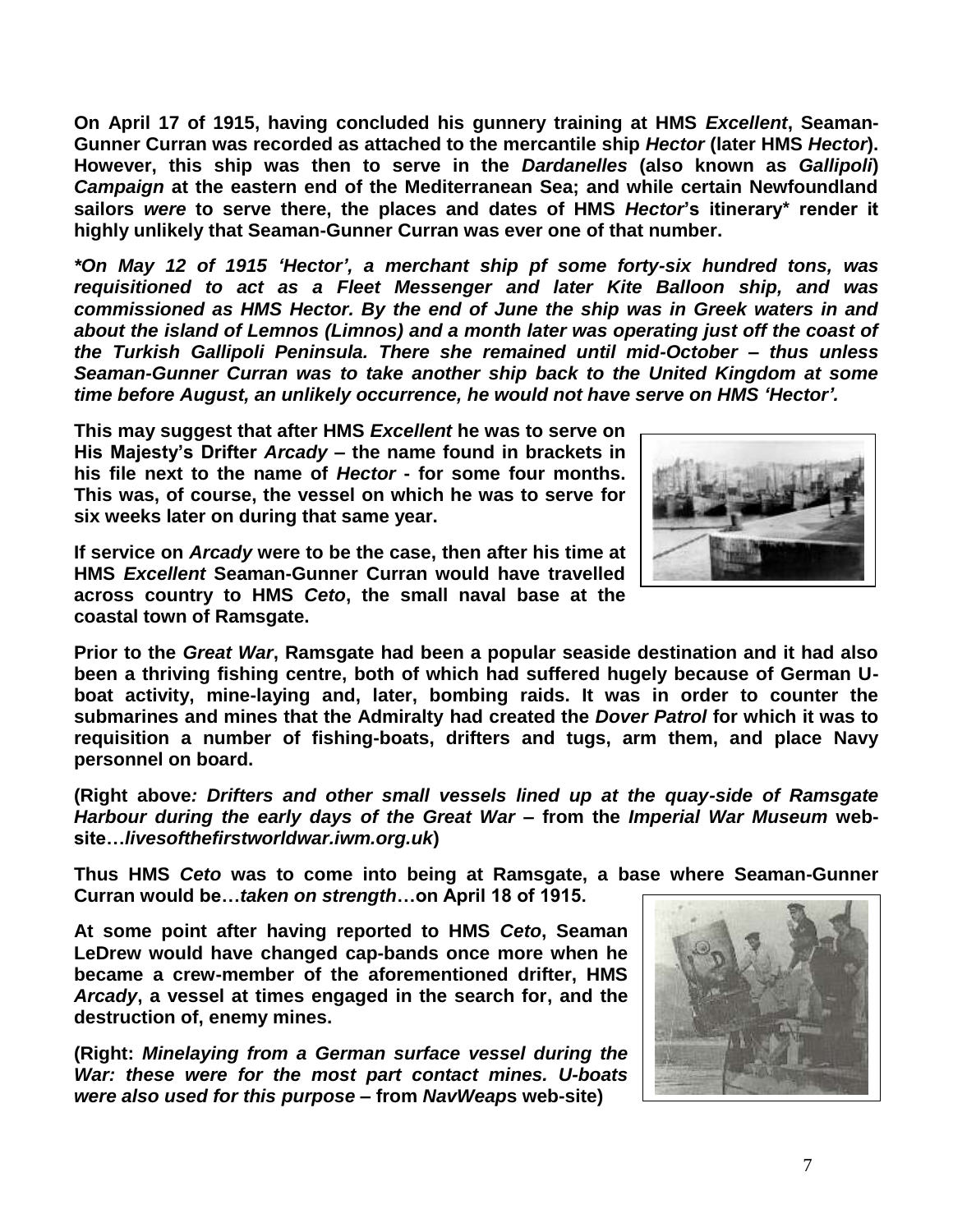**On April 17 of 1915, having concluded his gunnery training at HMS *Excellent*, Seaman-Gunner Curran was recorded as attached to the mercantile ship *Hector* (later HMS *Hector*). However, this ship was then to serve in the *Dardanelles* (also known as *Gallipoli*) *Campaign* at the eastern end of the Mediterranean Sea; and while certain Newfoundland sailors *were* to serve there, the places and dates of HMS *Hector*'s itinerary* render it highly unlikely that Seaman-Gunner Curran was ever one of that number.**

***On May 12 of 1915 'Hector', a merchant ship pf some forty-six hundred tons, was requisitioned to act as a Fleet Messenger and later Kite Balloon ship, and was commissioned as HMS Hector. By the end of June the ship was in Greek waters in and about the island of Lemnos (Limnos) and a month later was operating just off the coast of the Turkish Gallipoli Peninsula. There she remained until mid-October – thus unless Seaman-Gunner Curran was to take another ship back to the United Kingdom at some time before August, an unlikely occurrence, he would not have serve on HMS 'Hector'.***

**This may suggest that after HMS *Excellent* he was to serve on His Majesty's Drifter *Arcady* – the name found in brackets in his file next to the name of *Hector* - for some four months. This was, of course, the vessel on which he was to serve for six weeks later on during that same year.**

**If service on *Arcady* were to be the case, then after his time at HMS *Excellent* Seaman-Gunner Curran would have travelled across country to HMS *Ceto*, the small naval base at the coastal town of Ramsgate.**

**Prior to the *Great War*, Ramsgate had been a popular seaside destination and it had also been a thriving fishing centre, both of which had suffered hugely because of German U-boat activity, mine-laying and, later, bombing raids. It was in order to counter the submarines and mines that the Admiralty had created the *Dover Patrol* for which it was to requisition a number of fishing-boats, drifters and tugs, arm them, and place Navy personnel on board.**

**(Right above*: Drifters and other small vessels lined up at the quay-side of Ramsgate Harbour during the early days of the Great War* – from the *Imperial War Museum* web-site…*livesofthefirstworldwar.iwm.org.uk*)**

**Thus HMS *Ceto* was to come into being at Ramsgate, a base where Seaman-Gunner Curran would be…*taken on strength*…on April 18 of 1915.**

**At some point after having reported to HMS *Ceto*, Seaman LeDrew would have changed cap-bands once more when he became a crew-member of the aforementioned drifter, HMS *Arcady*, a vessel at times engaged in the search for, and the destruction of, enemy mines.**

**(Right: *Minelaying from a German surface vessel during the War: these were for the most part contact mines. U-boats were also used for this purpose* – from *NavWeaps* web-site)**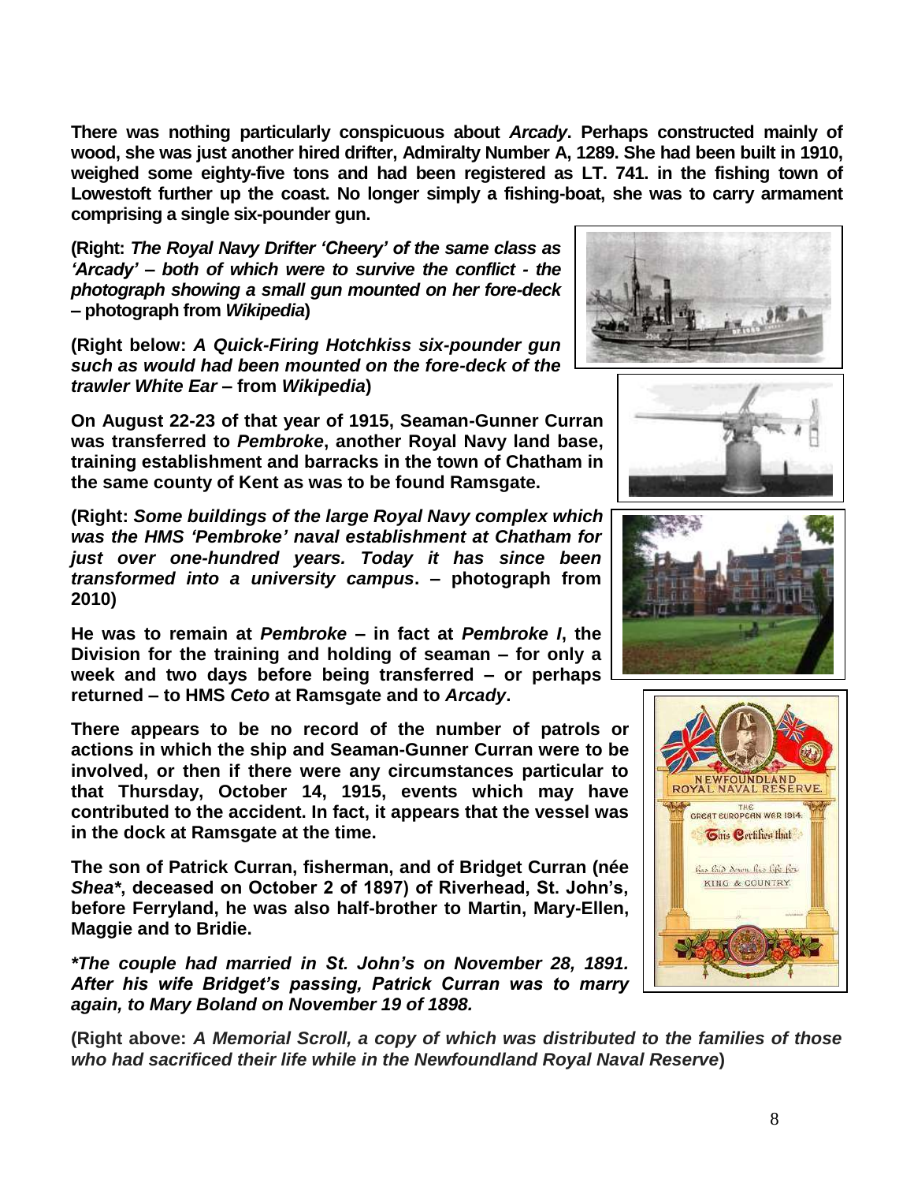**There was nothing particularly conspicuous about *Arcady*. Perhaps constructed mainly of wood, she was just another hired drifter, Admiralty Number A, 1289. She had been built in 1910, weighed some eighty-five tons and had been registered as LT. 741. in the fishing town of Lowestoft further up the coast. No longer simply a fishing-boat, she was to carry armament comprising a single six-pounder gun.**

**(Right: *The Royal Navy Drifter 'Cheery' of the same class as 'Arcady' – both of which were to survive the conflict - the photograph showing a small gun mounted on her fore-deck* – photograph from *Wikipedia*)**

**(Right below: *A Quick-Firing Hotchkiss six-pounder gun such as would had been mounted on the fore-deck of the trawler White Ear* – from *Wikipedia*)**

**On August 22-23 of that year of 1915, Seaman-Gunner Curran was transferred to *Pembroke*, another Royal Navy land base, training establishment and barracks in the town of Chatham in the same county of Kent as was to be found Ramsgate.**

**(Right: *Some buildings of the large Royal Navy complex which was the HMS 'Pembroke' naval establishment at Chatham for just over one-hundred years. Today it has since been transformed into a university campus*. – photograph from 2010)**

**He was to remain at *Pembroke* – in fact at *Pembroke I*, the Division for the training and holding of seaman – for only a week and two days before being transferred – or perhaps returned – to HMS *Ceto* at Ramsgate and to *Arcady*.**

**There appears to be no record of the number of patrols or actions in which the ship and Seaman-Gunner Curran were to be involved, or then if there were any circumstances particular to that Thursday, October 14, 1915, events which may have contributed to the accident. In fact, it appears that the vessel was in the dock at Ramsgate at the time.**

**The son of Patrick Curran, fisherman, and of Bridget Curran (née *Shea*\*, deceased on October 2 of 1897) of Riverhead, St. John's, before Ferryland, he was also half-brother to Martin, Mary-Ellen, Maggie and to Bridie.**

***\*The couple had married in St. John's on November 28, 1891. After his wife Bridget's passing, Patrick Curran was to marry again, to Mary Boland on November 19 of 1898.***

**(Right above: *A Memorial Scroll, a copy of which was distributed to the families of those who had sacrificed their life while in the Newfoundland Royal Naval Reserve*)**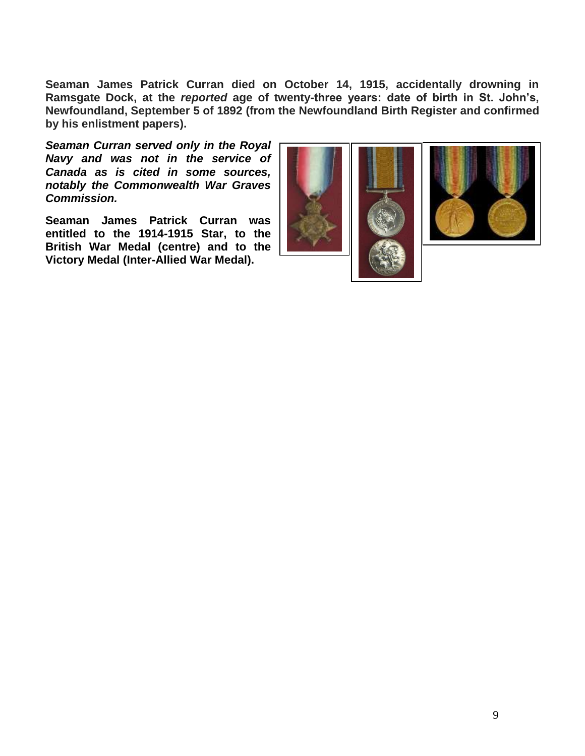**Seaman James Patrick Curran died on October 14, 1915, accidentally drowning in Ramsgate Dock, at the *reported* age of twenty-three years: date of birth in St. John's, Newfoundland, September 5 of 1892 (from the Newfoundland Birth Register and confirmed by his enlistment papers).**

***Seaman Curran served only in the Royal Navy and was not in the service of Canada as is cited in some sources, notably the Commonwealth War Graves Commission.***

**Seaman James Patrick Curran was entitled to the 1914-1915 Star, to the British War Medal (centre) and to the Victory Medal (Inter-Allied War Medal).**